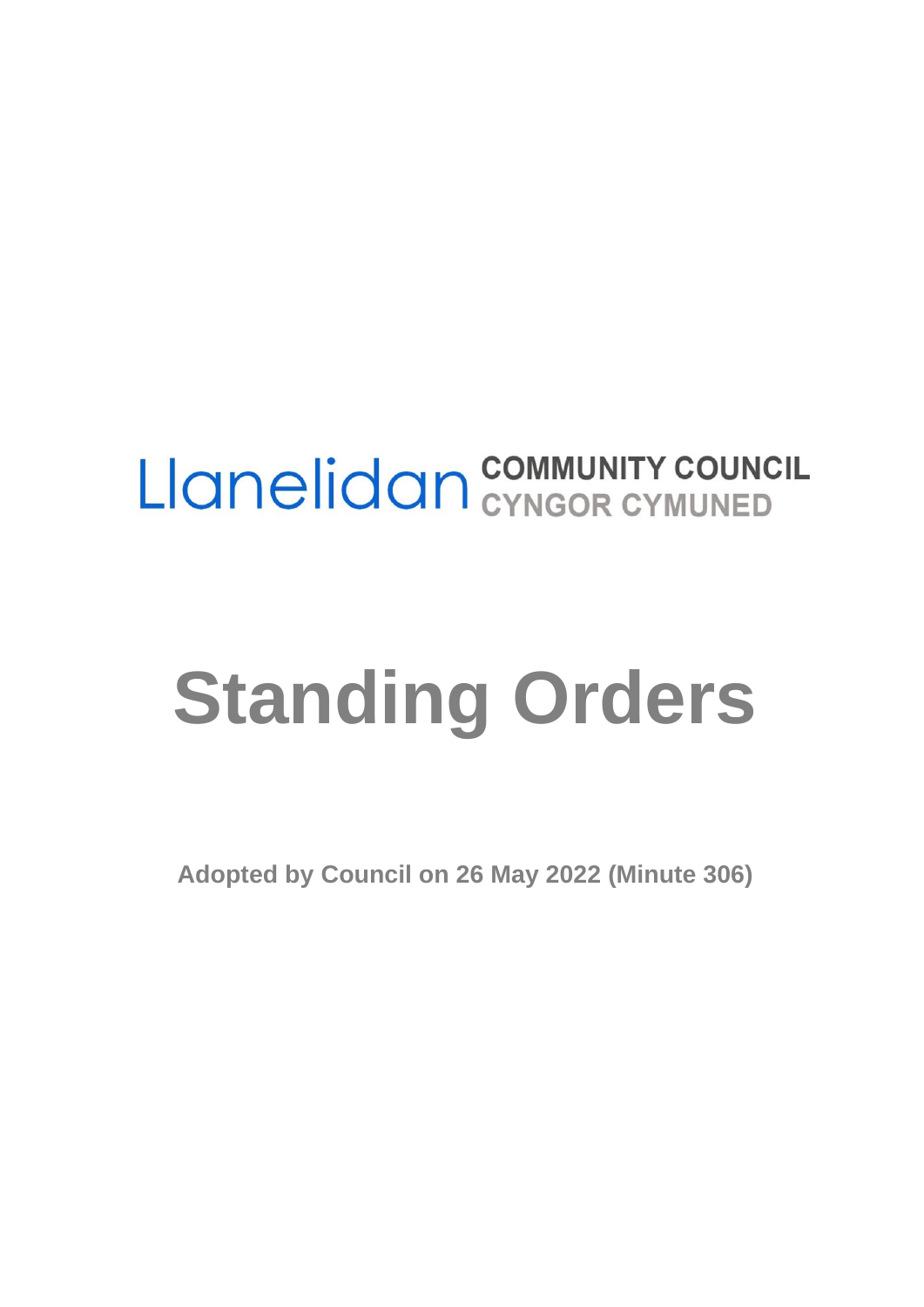Llanelidan COMMUNITY COUNCIL
CYNGOR CYMUNED

# Standing Orders

**Adopted by Council on 26 May 2022 (Minute 306)**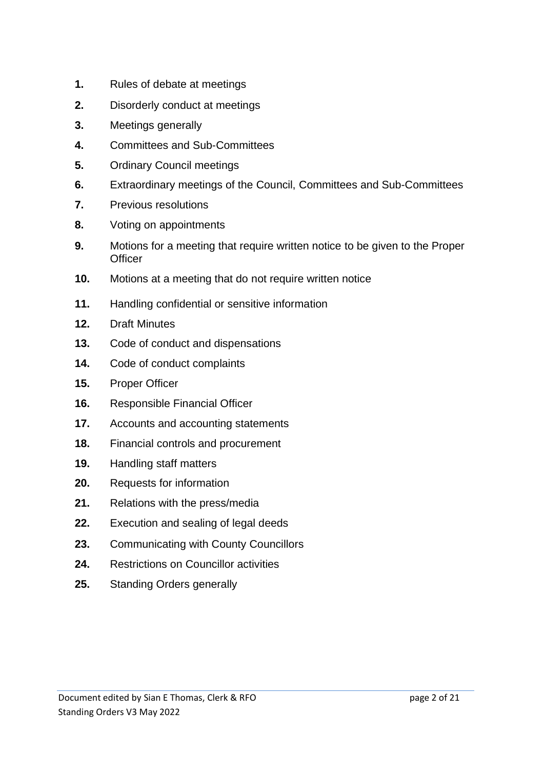**1.** Rules of debate at meetings

**2.** Disorderly conduct at meetings

**3.** Meetings generally

**4.** Committees and Sub-Committees

**5.** Ordinary Council meetings

**6.** Extraordinary meetings of the Council, Committees and Sub-Committees

**7.** Previous resolutions

**8.** Voting on appointments

**9.** Motions for a meeting that require written notice to be given to the Proper Officer

**10.** Motions at a meeting that do not require written notice

**11.** Handling confidential or sensitive information

**12.** Draft Minutes

**13.** Code of conduct and dispensations

**14.** Code of conduct complaints

**15.** Proper Officer

**16.** Responsible Financial Officer

**17.** Accounts and accounting statements

**18.** Financial controls and procurement

**19.** Handling staff matters

**20.** Requests for information

**21.** Relations with the press/media

**22.** Execution and sealing of legal deeds

**23.** Communicating with County Councillors

**24.** Restrictions on Councillor activities

**25.** Standing Orders generally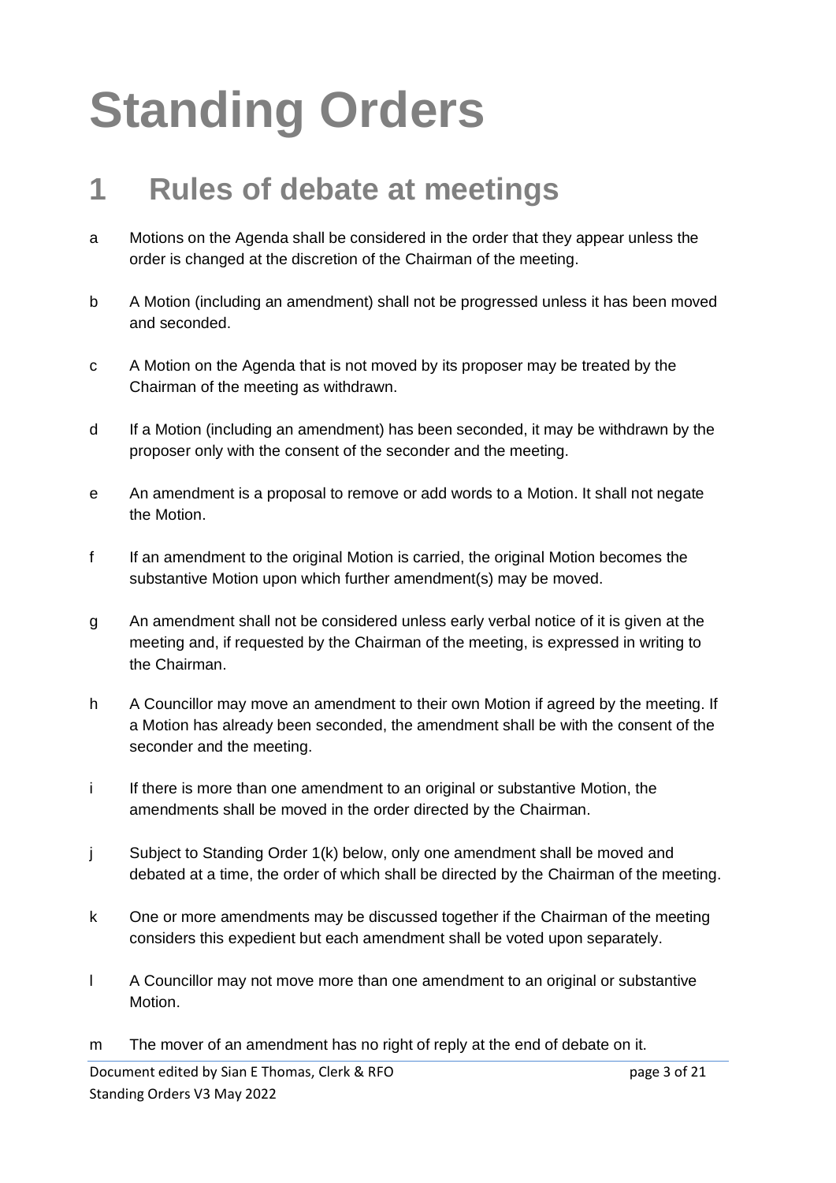# Standing Orders

## 1 Rules of debate at meetings

a Motions on the Agenda shall be considered in the order that they appear unless the order is changed at the discretion of the Chairman of the meeting.

b A Motion (including an amendment) shall not be progressed unless it has been moved and seconded.

c A Motion on the Agenda that is not moved by its proposer may be treated by the Chairman of the meeting as withdrawn.

d If a Motion (including an amendment) has been seconded, it may be withdrawn by the proposer only with the consent of the seconder and the meeting.

e An amendment is a proposal to remove or add words to a Motion. It shall not negate the Motion.

f If an amendment to the original Motion is carried, the original Motion becomes the substantive Motion upon which further amendment(s) may be moved.

g An amendment shall not be considered unless early verbal notice of it is given at the meeting and, if requested by the Chairman of the meeting, is expressed in writing to the Chairman.

h A Councillor may move an amendment to their own Motion if agreed by the meeting. If a Motion has already been seconded, the amendment shall be with the consent of the seconder and the meeting.

i If there is more than one amendment to an original or substantive Motion, the amendments shall be moved in the order directed by the Chairman.

j Subject to Standing Order 1(k) below, only one amendment shall be moved and debated at a time, the order of which shall be directed by the Chairman of the meeting.

k One or more amendments may be discussed together if the Chairman of the meeting considers this expedient but each amendment shall be voted upon separately.

l A Councillor may not move more than one amendment to an original or substantive Motion.

m The mover of an amendment has no right of reply at the end of debate on it.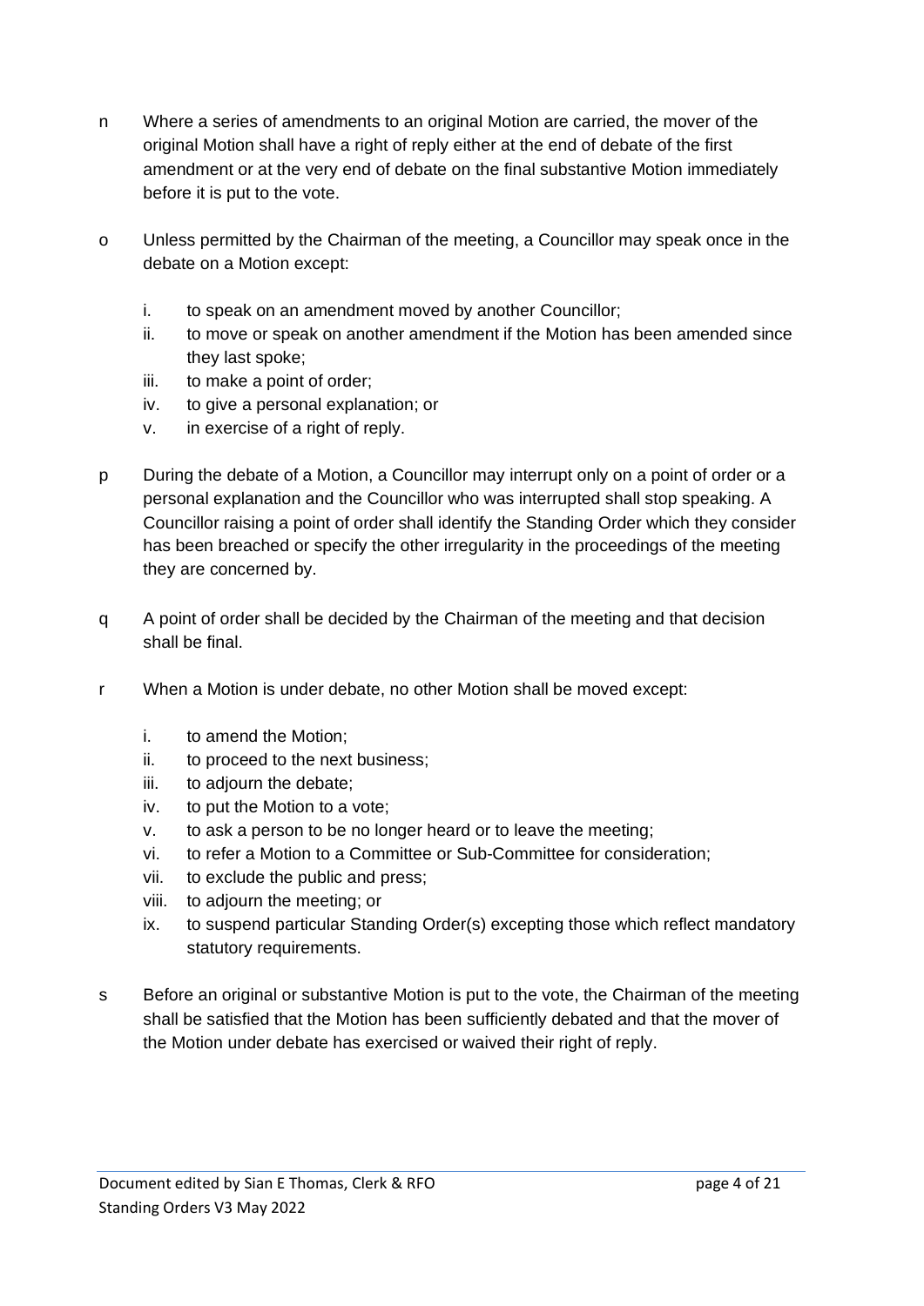n Where a series of amendments to an original Motion are carried, the mover of the original Motion shall have a right of reply either at the end of debate of the first amendment or at the very end of debate on the final substantive Motion immediately before it is put to the vote.

o Unless permitted by the Chairman of the meeting, a Councillor may speak once in the debate on a Motion except:

  i. to speak on an amendment moved by another Councillor;
  ii. to move or speak on another amendment if the Motion has been amended since they last spoke;
  iii. to make a point of order;
  iv. to give a personal explanation; or
  v. in exercise of a right of reply.

p During the debate of a Motion, a Councillor may interrupt only on a point of order or a personal explanation and the Councillor who was interrupted shall stop speaking. A Councillor raising a point of order shall identify the Standing Order which they consider has been breached or specify the other irregularity in the proceedings of the meeting they are concerned by.

q A point of order shall be decided by the Chairman of the meeting and that decision shall be final.

r When a Motion is under debate, no other Motion shall be moved except:

  i. to amend the Motion;
  ii. to proceed to the next business;
  iii. to adjourn the debate;
  iv. to put the Motion to a vote;
  v. to ask a person to be no longer heard or to leave the meeting;
  vi. to refer a Motion to a Committee or Sub-Committee for consideration;
  vii. to exclude the public and press;
  viii. to adjourn the meeting; or
  ix. to suspend particular Standing Order(s) excepting those which reflect mandatory statutory requirements.

s Before an original or substantive Motion is put to the vote, the Chairman of the meeting shall be satisfied that the Motion has been sufficiently debated and that the mover of the Motion under debate has exercised or waived their right of reply.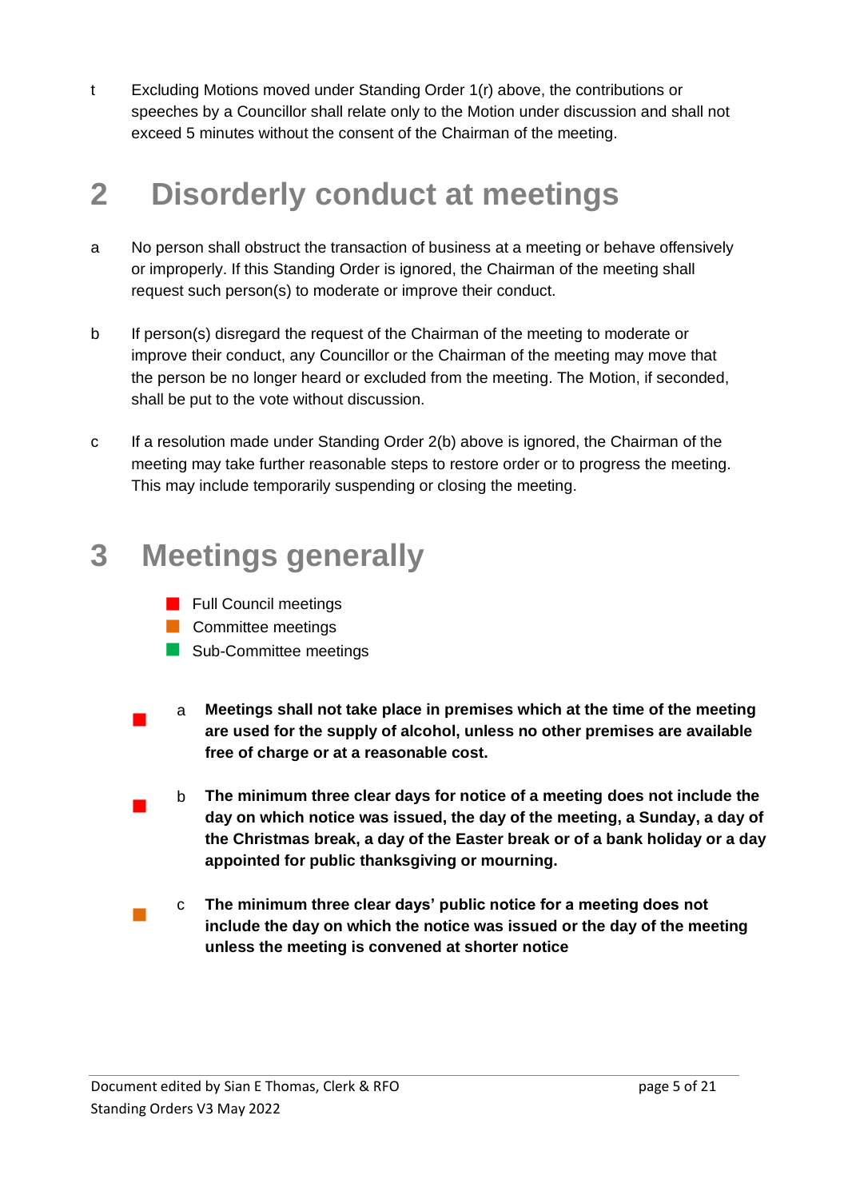t Excluding Motions moved under Standing Order 1(r) above, the contributions or speeches by a Councillor shall relate only to the Motion under discussion and shall not exceed 5 minutes without the consent of the Chairman of the meeting.

# 2 Disorderly conduct at meetings

a No person shall obstruct the transaction of business at a meeting or behave offensively or improperly. If this Standing Order is ignored, the Chairman of the meeting shall request such person(s) to moderate or improve their conduct.

b If person(s) disregard the request of the Chairman of the meeting to moderate or improve their conduct, any Councillor or the Chairman of the meeting may move that the person be no longer heard or excluded from the meeting. The Motion, if seconded, shall be put to the vote without discussion.

c If a resolution made under Standing Order 2(b) above is ignored, the Chairman of the meeting may take further reasonable steps to restore order or to progress the meeting. This may include temporarily suspending or closing the meeting.

# 3 Meetings generally

- ■ Full Council meetings
- ■ Committee meetings
- ■ Sub-Committee meetings

■ a **Meetings shall not take place in premises which at the time of the meeting are used for the supply of alcohol, unless no other premises are available free of charge or at a reasonable cost.**

■ b **The minimum three clear days for notice of a meeting does not include the day on which notice was issued, the day of the meeting, a Sunday, a day of the Christmas break, a day of the Easter break or of a bank holiday or a day appointed for public thanksgiving or mourning.**

■ c **The minimum three clear days' public notice for a meeting does not include the day on which the notice was issued or the day of the meeting unless the meeting is convened at shorter notice**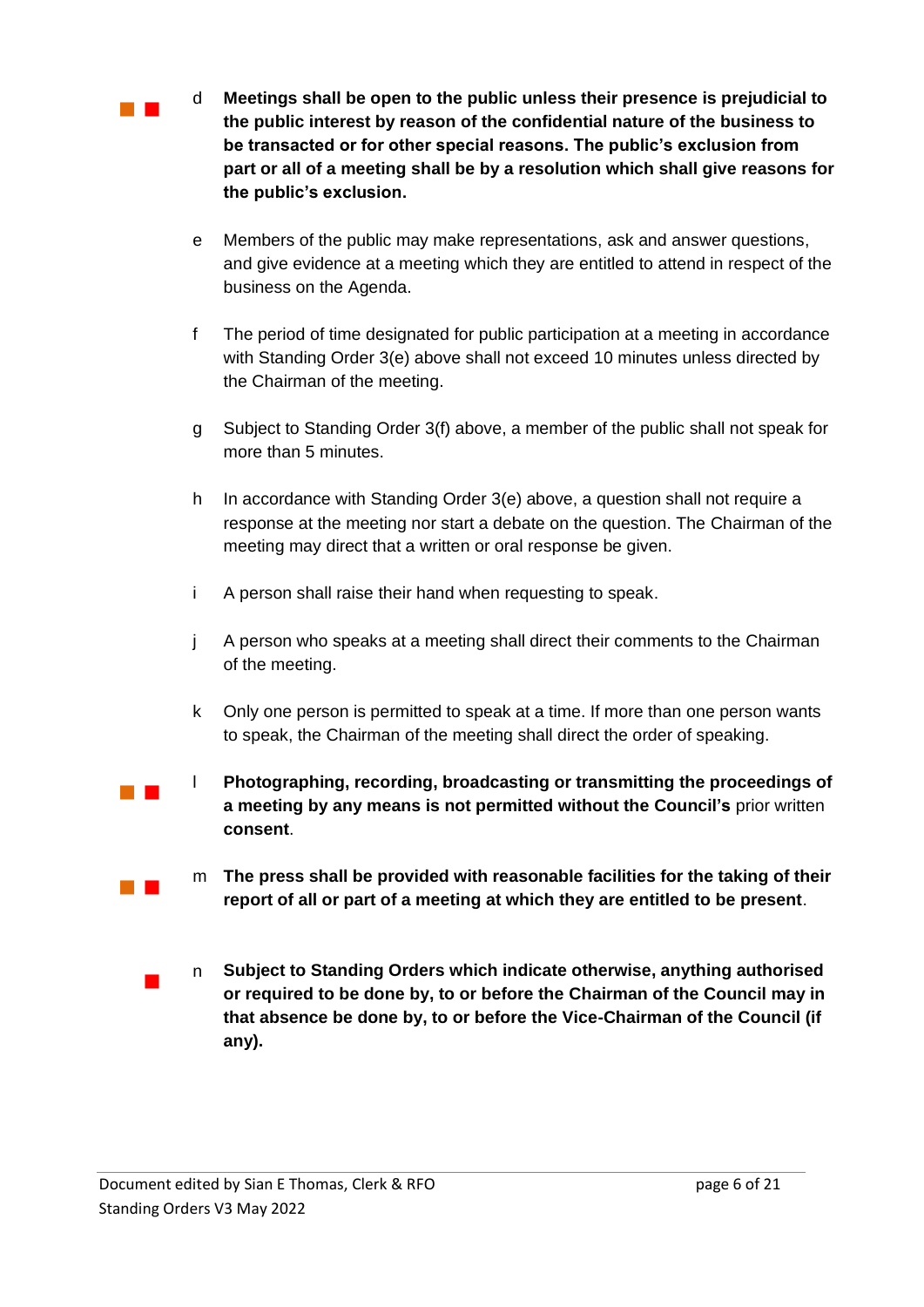d **Meetings shall be open to the public unless their presence is prejudicial to the public interest by reason of the confidential nature of the business to be transacted or for other special reasons. The public's exclusion from part or all of a meeting shall be by a resolution which shall give reasons for the public's exclusion.**

e Members of the public may make representations, ask and answer questions, and give evidence at a meeting which they are entitled to attend in respect of the business on the Agenda.

f The period of time designated for public participation at a meeting in accordance with Standing Order 3(e) above shall not exceed 10 minutes unless directed by the Chairman of the meeting.

g Subject to Standing Order 3(f) above, a member of the public shall not speak for more than 5 minutes.

h In accordance with Standing Order 3(e) above, a question shall not require a response at the meeting nor start a debate on the question. The Chairman of the meeting may direct that a written or oral response be given.

i A person shall raise their hand when requesting to speak.

j A person who speaks at a meeting shall direct their comments to the Chairman of the meeting.

k Only one person is permitted to speak at a time. If more than one person wants to speak, the Chairman of the meeting shall direct the order of speaking.

l **Photographing, recording, broadcasting or transmitting the proceedings of a meeting by any means is not permitted without the Council's** prior written **consent**.

m **The press shall be provided with reasonable facilities for the taking of their report of all or part of a meeting at which they are entitled to be present**.

n **Subject to Standing Orders which indicate otherwise, anything authorised or required to be done by, to or before the Chairman of the Council may in that absence be done by, to or before the Vice-Chairman of the Council (if any).**

Document edited by Sian E Thomas, Clerk & RFO
Standing Orders V3 May 2022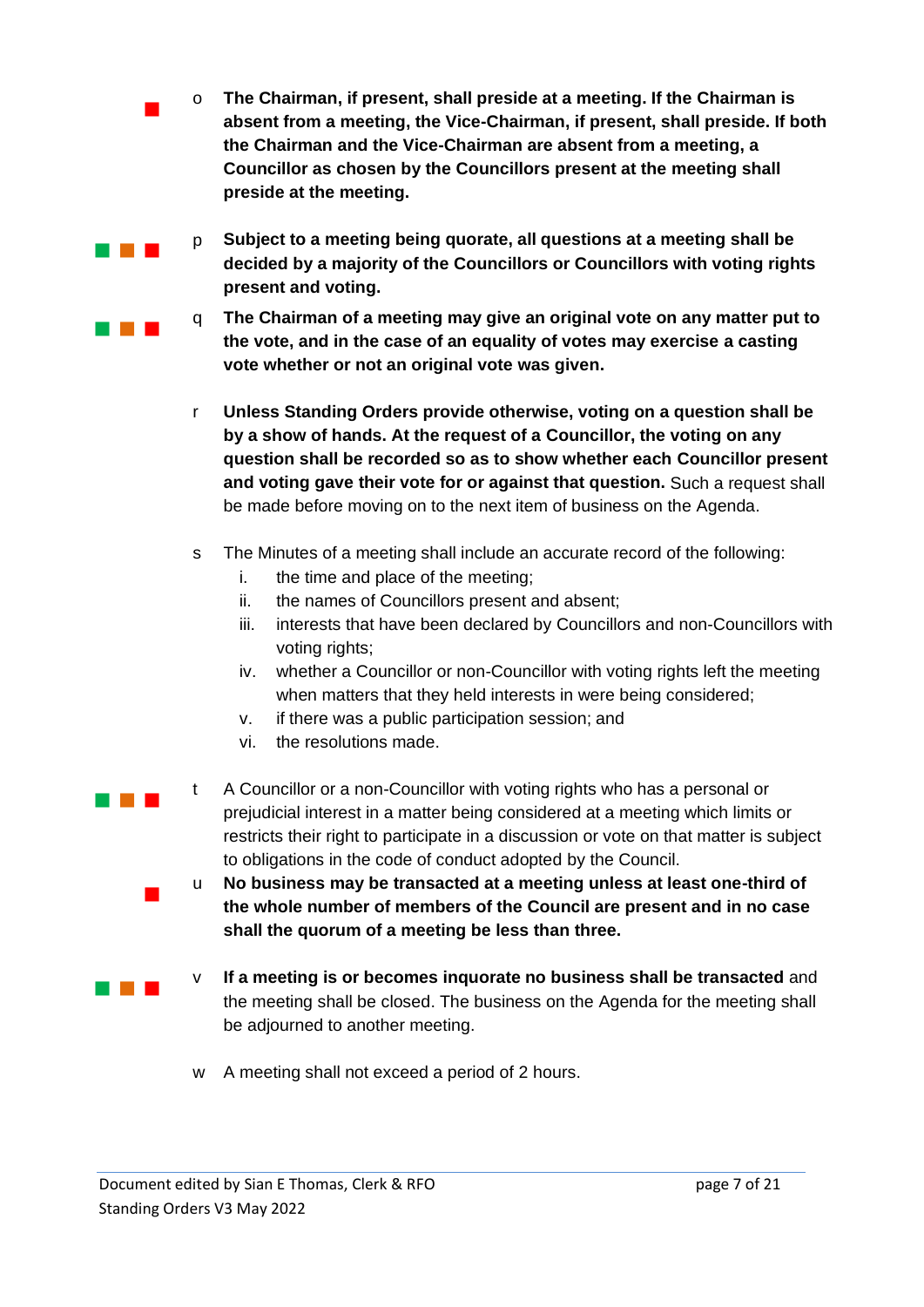o **The Chairman, if present, shall preside at a meeting. If the Chairman is absent from a meeting, the Vice-Chairman, if present, shall preside. If both the Chairman and the Vice-Chairman are absent from a meeting, a Councillor as chosen by the Councillors present at the meeting shall preside at the meeting.**

p **Subject to a meeting being quorate, all questions at a meeting shall be decided by a majority of the Councillors or Councillors with voting rights present and voting.**

q **The Chairman of a meeting may give an original vote on any matter put to the vote, and in the case of an equality of votes may exercise a casting vote whether or not an original vote was given.**

r **Unless Standing Orders provide otherwise, voting on a question shall be by a show of hands. At the request of a Councillor, the voting on any question shall be recorded so as to show whether each Councillor present and voting gave their vote for or against that question.** Such a request shall be made before moving on to the next item of business on the Agenda.

s The Minutes of a meeting shall include an accurate record of the following:

i. the time and place of the meeting;
ii. the names of Councillors present and absent;
iii. interests that have been declared by Councillors and non-Councillors with voting rights;
iv. whether a Councillor or non-Councillor with voting rights left the meeting when matters that they held interests in were being considered;
v. if there was a public participation session; and
vi. the resolutions made.

t A Councillor or a non-Councillor with voting rights who has a personal or prejudicial interest in a matter being considered at a meeting which limits or restricts their right to participate in a discussion or vote on that matter is subject to obligations in the code of conduct adopted by the Council.

u **No business may be transacted at a meeting unless at least one-third of the whole number of members of the Council are present and in no case shall the quorum of a meeting be less than three.**

v **If a meeting is or becomes inquorate no business shall be transacted** and the meeting shall be closed. The business on the Agenda for the meeting shall be adjourned to another meeting.

w A meeting shall not exceed a period of 2 hours.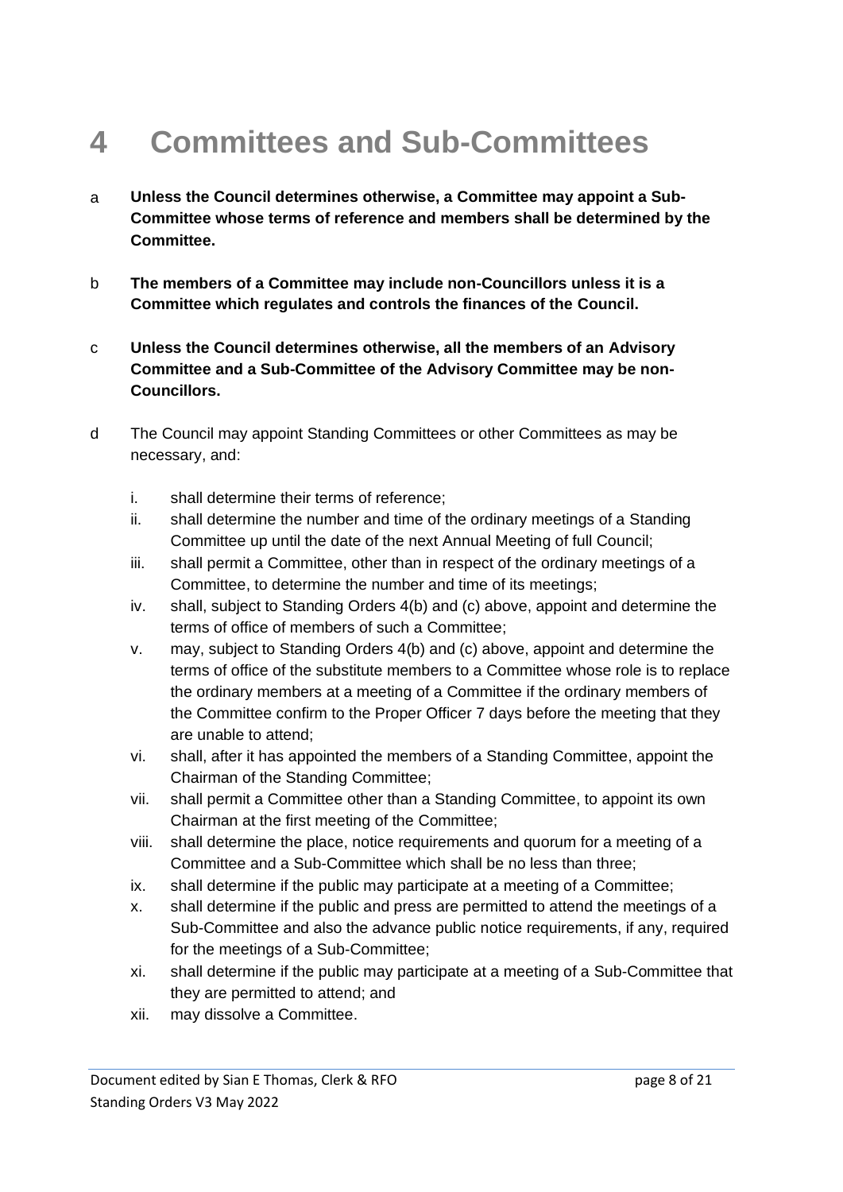# 4 Committees and Sub-Committees

a **Unless the Council determines otherwise, a Committee may appoint a Sub-Committee whose terms of reference and members shall be determined by the Committee.**

b **The members of a Committee may include non-Councillors unless it is a Committee which regulates and controls the finances of the Council.**

c **Unless the Council determines otherwise, all the members of an Advisory Committee and a Sub-Committee of the Advisory Committee may be non-Councillors.**

d The Council may appoint Standing Committees or other Committees as may be necessary, and:

   i. shall determine their terms of reference;
   ii. shall determine the number and time of the ordinary meetings of a Standing Committee up until the date of the next Annual Meeting of full Council;
   iii. shall permit a Committee, other than in respect of the ordinary meetings of a Committee, to determine the number and time of its meetings;
   iv. shall, subject to Standing Orders 4(b) and (c) above, appoint and determine the terms of office of members of such a Committee;
   v. may, subject to Standing Orders 4(b) and (c) above, appoint and determine the terms of office of the substitute members to a Committee whose role is to replace the ordinary members at a meeting of a Committee if the ordinary members of the Committee confirm to the Proper Officer 7 days before the meeting that they are unable to attend;
   vi. shall, after it has appointed the members of a Standing Committee, appoint the Chairman of the Standing Committee;
   vii. shall permit a Committee other than a Standing Committee, to appoint its own Chairman at the first meeting of the Committee;
   viii. shall determine the place, notice requirements and quorum for a meeting of a Committee and a Sub-Committee which shall be no less than three;
   ix. shall determine if the public may participate at a meeting of a Committee;
   x. shall determine if the public and press are permitted to attend the meetings of a Sub-Committee and also the advance public notice requirements, if any, required for the meetings of a Sub-Committee;
   xi. shall determine if the public may participate at a meeting of a Sub-Committee that they are permitted to attend; and
   xii. may dissolve a Committee.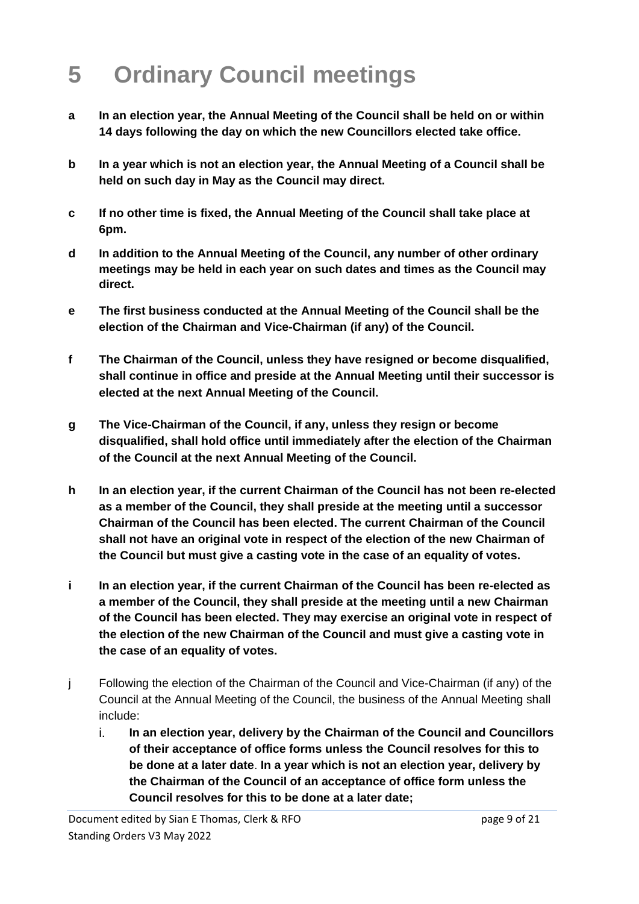# 5 Ordinary Council meetings

**a In an election year, the Annual Meeting of the Council shall be held on or within 14 days following the day on which the new Councillors elected take office.**

**b In a year which is not an election year, the Annual Meeting of a Council shall be held on such day in May as the Council may direct.**

**c If no other time is fixed, the Annual Meeting of the Council shall take place at 6pm.**

**d In addition to the Annual Meeting of the Council, any number of other ordinary meetings may be held in each year on such dates and times as the Council may direct.**

**e The first business conducted at the Annual Meeting of the Council shall be the election of the Chairman and Vice-Chairman (if any) of the Council.**

**f The Chairman of the Council, unless they have resigned or become disqualified, shall continue in office and preside at the Annual Meeting until their successor is elected at the next Annual Meeting of the Council.**

**g The Vice-Chairman of the Council, if any, unless they resign or become disqualified, shall hold office until immediately after the election of the Chairman of the Council at the next Annual Meeting of the Council.**

**h In an election year, if the current Chairman of the Council has not been re-elected as a member of the Council, they shall preside at the meeting until a successor Chairman of the Council has been elected. The current Chairman of the Council shall not have an original vote in respect of the election of the new Chairman of the Council but must give a casting vote in the case of an equality of votes.**

**i In an election year, if the current Chairman of the Council has been re-elected as a member of the Council, they shall preside at the meeting until a new Chairman of the Council has been elected. They may exercise an original vote in respect of the election of the new Chairman of the Council and must give a casting vote in the case of an equality of votes.**

j Following the election of the Chairman of the Council and Vice-Chairman (if any) of the Council at the Annual Meeting of the Council, the business of the Annual Meeting shall include:

i. **In an election year, delivery by the Chairman of the Council and Councillors of their acceptance of office forms unless the Council resolves for this to be done at a later date**. **In a year which is not an election year, delivery by the Chairman of the Council of an acceptance of office form unless the Council resolves for this to be done at a later date;**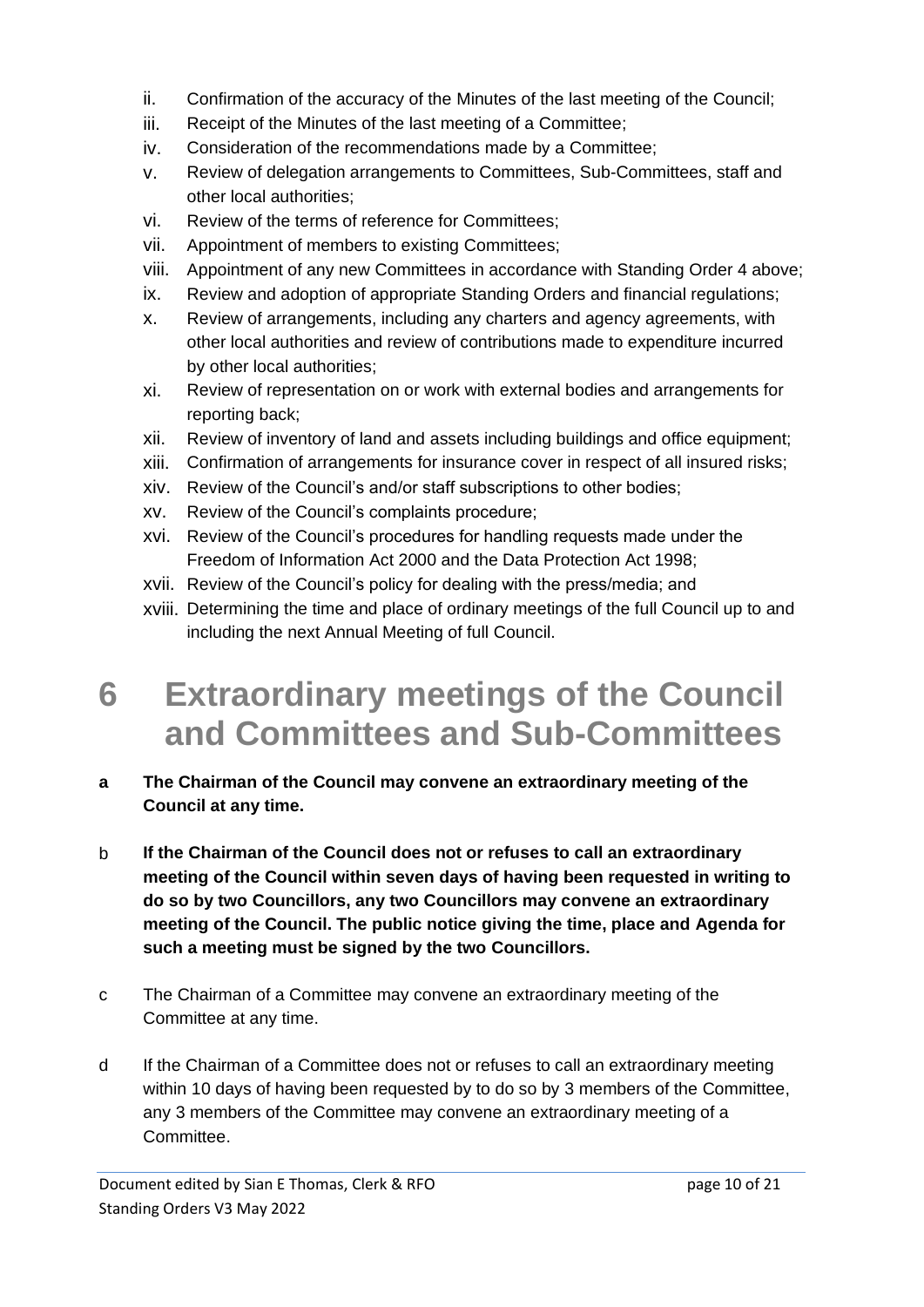ii. Confirmation of the accuracy of the Minutes of the last meeting of the Council;
iii. Receipt of the Minutes of the last meeting of a Committee;
iv. Consideration of the recommendations made by a Committee;
v. Review of delegation arrangements to Committees, Sub-Committees, staff and other local authorities;
vi. Review of the terms of reference for Committees;
vii. Appointment of members to existing Committees;
viii. Appointment of any new Committees in accordance with Standing Order 4 above;
ix. Review and adoption of appropriate Standing Orders and financial regulations;
x. Review of arrangements, including any charters and agency agreements, with other local authorities and review of contributions made to expenditure incurred by other local authorities;
xi. Review of representation on or work with external bodies and arrangements for reporting back;
xii. Review of inventory of land and assets including buildings and office equipment;
xiii. Confirmation of arrangements for insurance cover in respect of all insured risks;
xiv. Review of the Council's and/or staff subscriptions to other bodies;
xv. Review of the Council's complaints procedure;
xvi. Review of the Council's procedures for handling requests made under the Freedom of Information Act 2000 and the Data Protection Act 1998;
xvii. Review of the Council's policy for dealing with the press/media; and
xviii. Determining the time and place of ordinary meetings of the full Council up to and including the next Annual Meeting of full Council.

# 6 Extraordinary meetings of the Council and Committees and Sub-Committees

**a The Chairman of the Council may convene an extraordinary meeting of the Council at any time.**

**b If the Chairman of the Council does not or refuses to call an extraordinary meeting of the Council within seven days of having been requested in writing to do so by two Councillors, any two Councillors may convene an extraordinary meeting of the Council. The public notice giving the time, place and Agenda for such a meeting must be signed by the two Councillors.**

c The Chairman of a Committee may convene an extraordinary meeting of the Committee at any time.

d If the Chairman of a Committee does not or refuses to call an extraordinary meeting within 10 days of having been requested by to do so by 3 members of the Committee, any 3 members of the Committee may convene an extraordinary meeting of a Committee.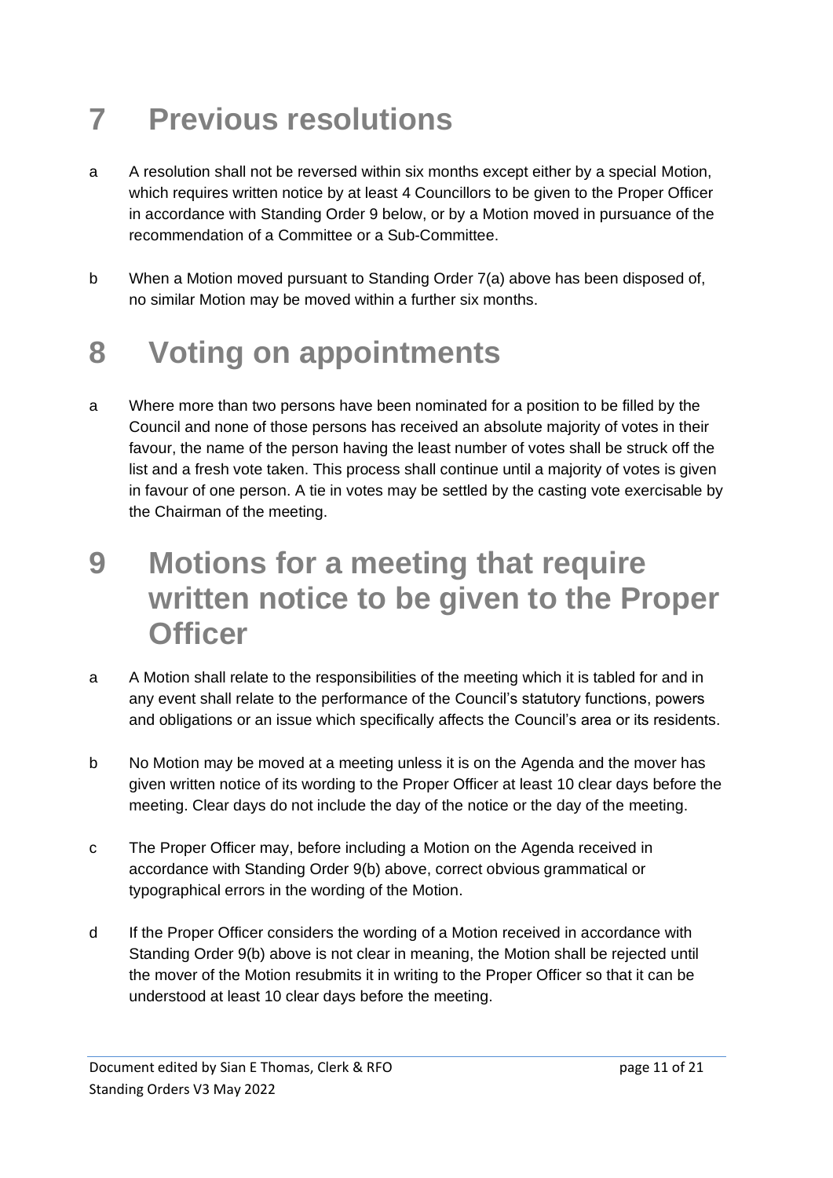# 7 Previous resolutions

a A resolution shall not be reversed within six months except either by a special Motion, which requires written notice by at least 4 Councillors to be given to the Proper Officer in accordance with Standing Order 9 below, or by a Motion moved in pursuance of the recommendation of a Committee or a Sub-Committee.

b When a Motion moved pursuant to Standing Order 7(a) above has been disposed of, no similar Motion may be moved within a further six months.

# 8 Voting on appointments

a Where more than two persons have been nominated for a position to be filled by the Council and none of those persons has received an absolute majority of votes in their favour, the name of the person having the least number of votes shall be struck off the list and a fresh vote taken. This process shall continue until a majority of votes is given in favour of one person. A tie in votes may be settled by the casting vote exercisable by the Chairman of the meeting.

# 9 Motions for a meeting that require written notice to be given to the Proper Officer

a A Motion shall relate to the responsibilities of the meeting which it is tabled for and in any event shall relate to the performance of the Council's statutory functions, powers and obligations or an issue which specifically affects the Council's area or its residents.

b No Motion may be moved at a meeting unless it is on the Agenda and the mover has given written notice of its wording to the Proper Officer at least 10 clear days before the meeting. Clear days do not include the day of the notice or the day of the meeting.

c The Proper Officer may, before including a Motion on the Agenda received in accordance with Standing Order 9(b) above, correct obvious grammatical or typographical errors in the wording of the Motion.

d If the Proper Officer considers the wording of a Motion received in accordance with Standing Order 9(b) above is not clear in meaning, the Motion shall be rejected until the mover of the Motion resubmits it in writing to the Proper Officer so that it can be understood at least 10 clear days before the meeting.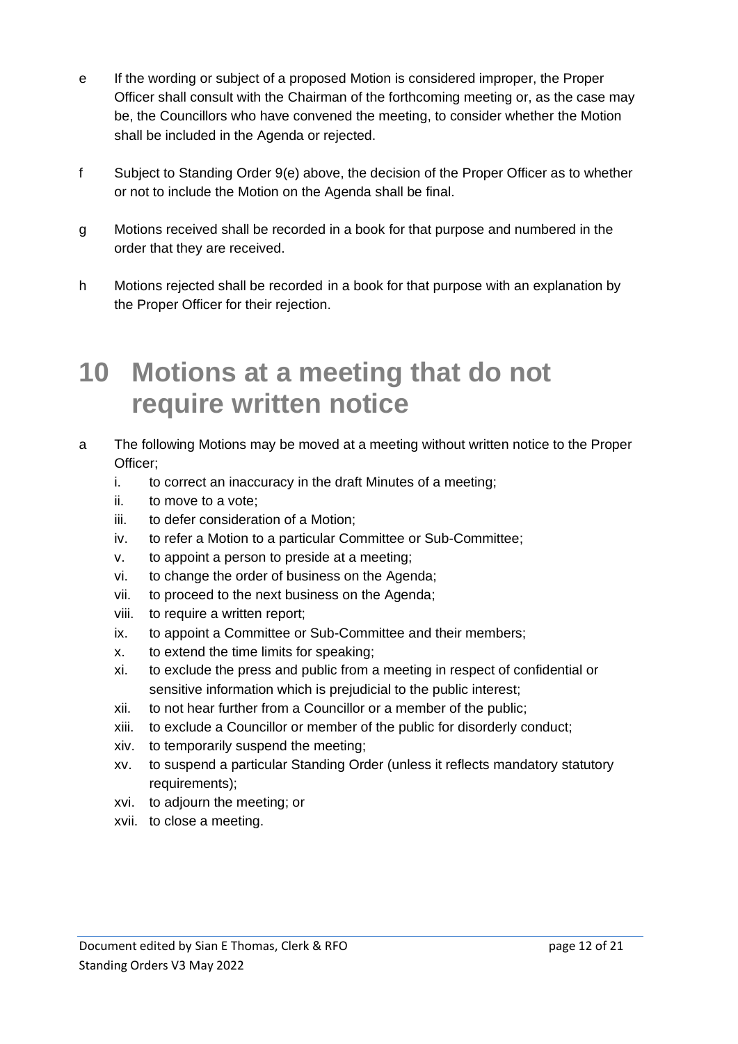e If the wording or subject of a proposed Motion is considered improper, the Proper Officer shall consult with the Chairman of the forthcoming meeting or, as the case may be, the Councillors who have convened the meeting, to consider whether the Motion shall be included in the Agenda or rejected.

f Subject to Standing Order 9(e) above, the decision of the Proper Officer as to whether or not to include the Motion on the Agenda shall be final.

g Motions received shall be recorded in a book for that purpose and numbered in the order that they are received.

h Motions rejected shall be recorded in a book for that purpose with an explanation by the Proper Officer for their rejection.

# 10 Motions at a meeting that do not require written notice

a The following Motions may be moved at a meeting without written notice to the Proper Officer;

i. to correct an inaccuracy in the draft Minutes of a meeting;
ii. to move to a vote;
iii. to defer consideration of a Motion;
iv. to refer a Motion to a particular Committee or Sub-Committee;
v. to appoint a person to preside at a meeting;
vi. to change the order of business on the Agenda;
vii. to proceed to the next business on the Agenda;
viii. to require a written report;
ix. to appoint a Committee or Sub-Committee and their members;
x. to extend the time limits for speaking;
xi. to exclude the press and public from a meeting in respect of confidential or sensitive information which is prejudicial to the public interest;
xii. to not hear further from a Councillor or a member of the public;
xiii. to exclude a Councillor or member of the public for disorderly conduct;
xiv. to temporarily suspend the meeting;
xv. to suspend a particular Standing Order (unless it reflects mandatory statutory requirements);
xvi. to adjourn the meeting; or
xvii. to close a meeting.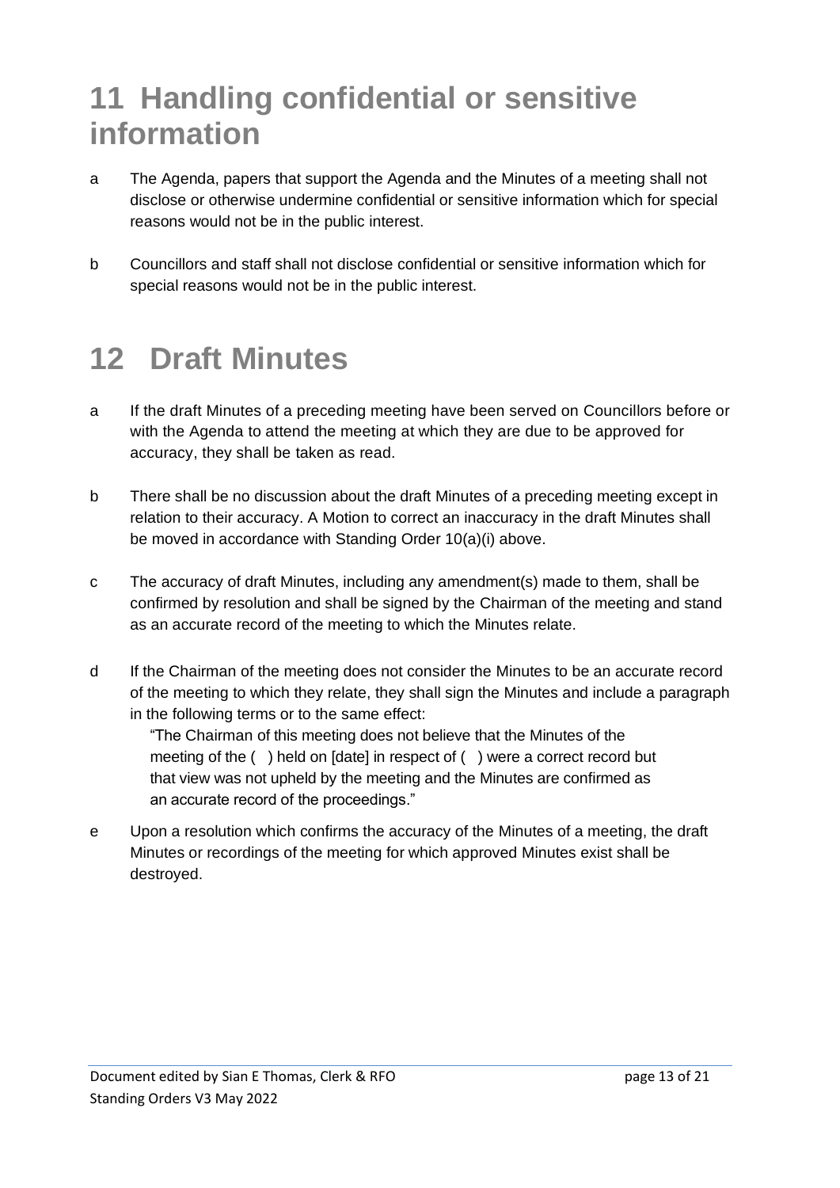# 11 Handling confidential or sensitive information

a  The Agenda, papers that support the Agenda and the Minutes of a meeting shall not disclose or otherwise undermine confidential or sensitive information which for special reasons would not be in the public interest.

b  Councillors and staff shall not disclose confidential or sensitive information which for special reasons would not be in the public interest.

# 12 Draft Minutes

a  If the draft Minutes of a preceding meeting have been served on Councillors before or with the Agenda to attend the meeting at which they are due to be approved for accuracy, they shall be taken as read.

b  There shall be no discussion about the draft Minutes of a preceding meeting except in relation to their accuracy. A Motion to correct an inaccuracy in the draft Minutes shall be moved in accordance with Standing Order 10(a)(i) above.

c  The accuracy of draft Minutes, including any amendment(s) made to them, shall be confirmed by resolution and shall be signed by the Chairman of the meeting and stand as an accurate record of the meeting to which the Minutes relate.

d  If the Chairman of the meeting does not consider the Minutes to be an accurate record of the meeting to which they relate, they shall sign the Minutes and include a paragraph in the following terms or to the same effect:

   "The Chairman of this meeting does not believe that the Minutes of the meeting of the (  ) held on [date] in respect of (  ) were a correct record but that view was not upheld by the meeting and the Minutes are confirmed as an accurate record of the proceedings."

e  Upon a resolution which confirms the accuracy of the Minutes of a meeting, the draft Minutes or recordings of the meeting for which approved Minutes exist shall be destroyed.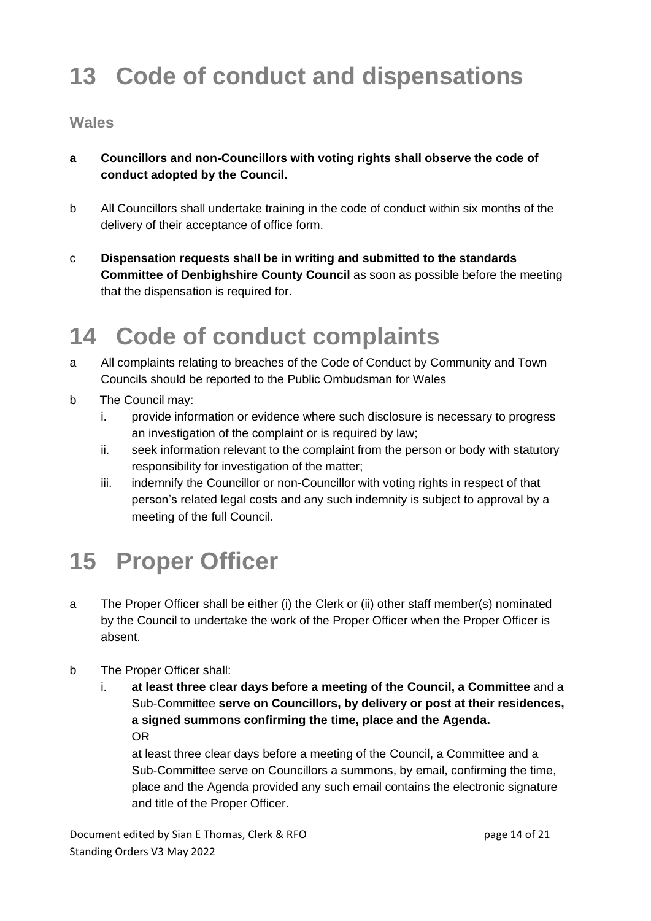# 13 Code of conduct and dispensations

### Wales

**a Councillors and non-Councillors with voting rights shall observe the code of conduct adopted by the Council.**

b All Councillors shall undertake training in the code of conduct within six months of the delivery of their acceptance of office form.

c **Dispensation requests shall be in writing and submitted to the standards Committee of Denbighshire County Council** as soon as possible before the meeting that the dispensation is required for.

# 14 Code of conduct complaints

a All complaints relating to breaches of the Code of Conduct by Community and Town Councils should be reported to the Public Ombudsman for Wales

b The Council may:

  i. provide information or evidence where such disclosure is necessary to progress an investigation of the complaint or is required by law;
  ii. seek information relevant to the complaint from the person or body with statutory responsibility for investigation of the matter;
  iii. indemnify the Councillor or non-Councillor with voting rights in respect of that person's related legal costs and any such indemnity is subject to approval by a meeting of the full Council.

# 15 Proper Officer

a The Proper Officer shall be either (i) the Clerk or (ii) other staff member(s) nominated by the Council to undertake the work of the Proper Officer when the Proper Officer is absent.

b The Proper Officer shall:

  i. **at least three clear days before a meeting of the Council, a Committee** and a Sub-Committee **serve on Councillors, by delivery or post at their residences, a signed summons confirming the time, place and the Agenda.**
  OR
  at least three clear days before a meeting of the Council, a Committee and a Sub-Committee serve on Councillors a summons, by email, confirming the time, place and the Agenda provided any such email contains the electronic signature and title of the Proper Officer.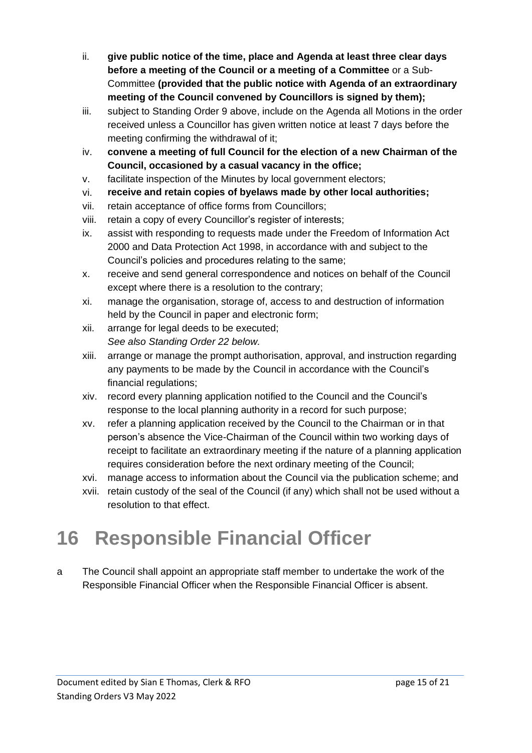ii. **give public notice of the time, place and Agenda at least three clear days before a meeting of the Council or a meeting of a Committee** or a Sub-Committee **(provided that the public notice with Agenda of an extraordinary meeting of the Council convened by Councillors is signed by them);**
iii. subject to Standing Order 9 above, include on the Agenda all Motions in the order received unless a Councillor has given written notice at least 7 days before the meeting confirming the withdrawal of it;
iv. **convene a meeting of full Council for the election of a new Chairman of the Council, occasioned by a casual vacancy in the office;**
v. facilitate inspection of the Minutes by local government electors;
vi. **receive and retain copies of byelaws made by other local authorities;**
vii. retain acceptance of office forms from Councillors;
viii. retain a copy of every Councillor's register of interests;
ix. assist with responding to requests made under the Freedom of Information Act 2000 and Data Protection Act 1998, in accordance with and subject to the Council's policies and procedures relating to the same;
x. receive and send general correspondence and notices on behalf of the Council except where there is a resolution to the contrary;
xi. manage the organisation, storage of, access to and destruction of information held by the Council in paper and electronic form;
xii. arrange for legal deeds to be executed;
*See also Standing Order 22 below.*
xiii. arrange or manage the prompt authorisation, approval, and instruction regarding any payments to be made by the Council in accordance with the Council's financial regulations;
xiv. record every planning application notified to the Council and the Council's response to the local planning authority in a record for such purpose;
xv. refer a planning application received by the Council to the Chairman or in that person's absence the Vice-Chairman of the Council within two working days of receipt to facilitate an extraordinary meeting if the nature of a planning application requires consideration before the next ordinary meeting of the Council;
xvi. manage access to information about the Council via the publication scheme; and
xvii. retain custody of the seal of the Council (if any) which shall not be used without a resolution to that effect.

# 16 Responsible Financial Officer

a The Council shall appoint an appropriate staff member to undertake the work of the Responsible Financial Officer when the Responsible Financial Officer is absent.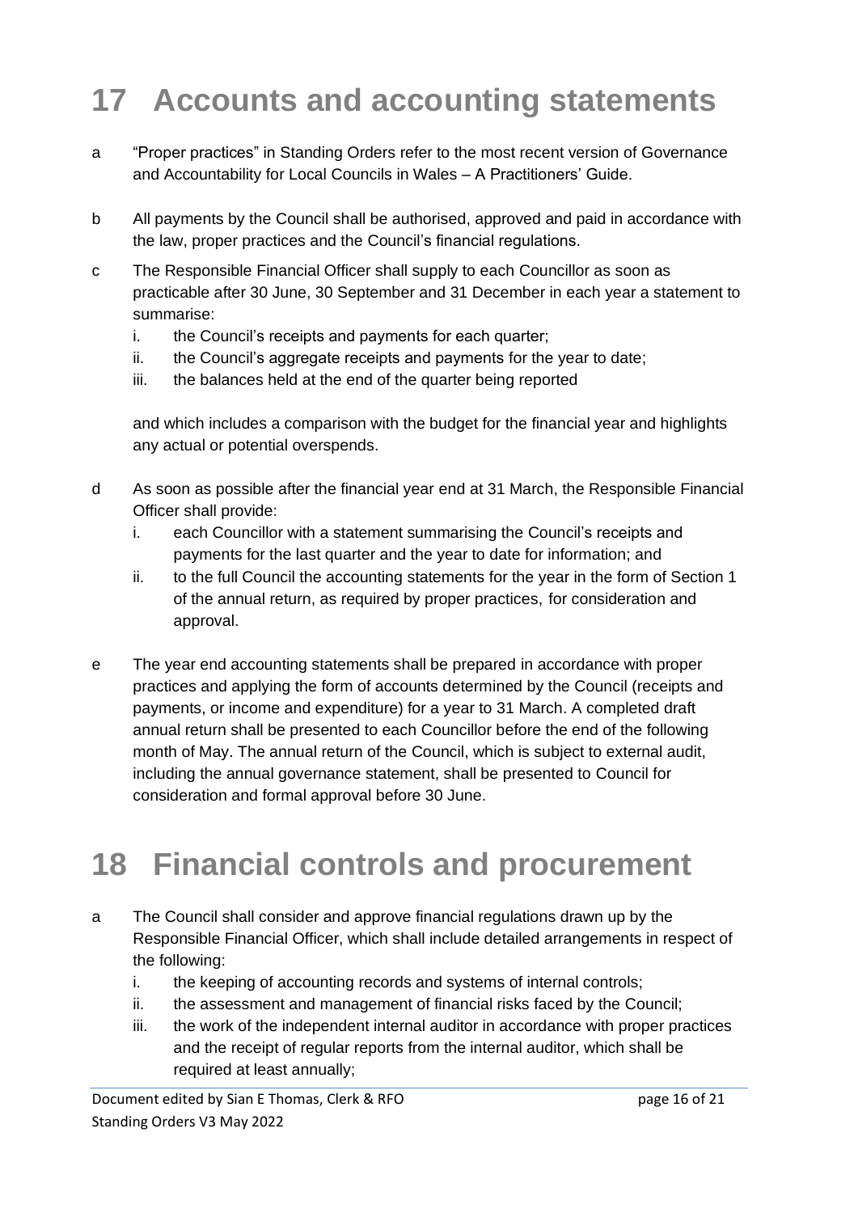# 17 Accounts and accounting statements

a "Proper practices" in Standing Orders refer to the most recent version of Governance and Accountability for Local Councils in Wales – A Practitioners' Guide.

b All payments by the Council shall be authorised, approved and paid in accordance with the law, proper practices and the Council's financial regulations.

c The Responsible Financial Officer shall supply to each Councillor as soon as practicable after 30 June, 30 September and 31 December in each year a statement to summarise:

   i. the Council's receipts and payments for each quarter;
   ii. the Council's aggregate receipts and payments for the year to date;
   iii. the balances held at the end of the quarter being reported

   and which includes a comparison with the budget for the financial year and highlights any actual or potential overspends.

d As soon as possible after the financial year end at 31 March, the Responsible Financial Officer shall provide:

   i. each Councillor with a statement summarising the Council's receipts and payments for the last quarter and the year to date for information; and
   ii. to the full Council the accounting statements for the year in the form of Section 1 of the annual return, as required by proper practices, for consideration and approval.

e The year end accounting statements shall be prepared in accordance with proper practices and applying the form of accounts determined by the Council (receipts and payments, or income and expenditure) for a year to 31 March. A completed draft annual return shall be presented to each Councillor before the end of the following month of May. The annual return of the Council, which is subject to external audit, including the annual governance statement, shall be presented to Council for consideration and formal approval before 30 June.

# 18 Financial controls and procurement

a The Council shall consider and approve financial regulations drawn up by the Responsible Financial Officer, which shall include detailed arrangements in respect of the following:

   i. the keeping of accounting records and systems of internal controls;
   ii. the assessment and management of financial risks faced by the Council;
   iii. the work of the independent internal auditor in accordance with proper practices and the receipt of regular reports from the internal auditor, which shall be required at least annually;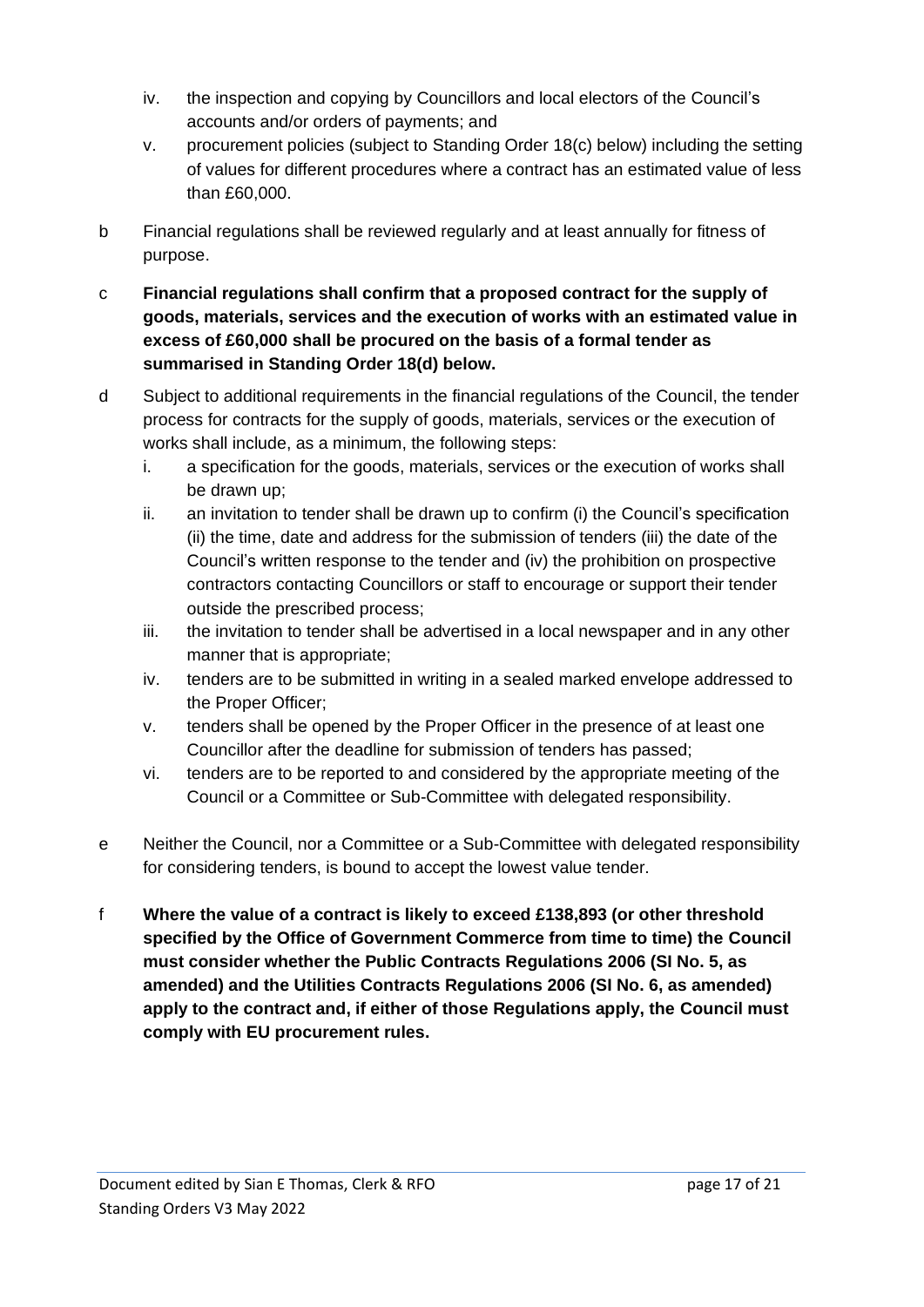iv. the inspection and copying by Councillors and local electors of the Council's accounts and/or orders of payments; and
v. procurement policies (subject to Standing Order 18(c) below) including the setting of values for different procedures where a contract has an estimated value of less than £60,000.

b Financial regulations shall be reviewed regularly and at least annually for fitness of purpose.

c **Financial regulations shall confirm that a proposed contract for the supply of goods, materials, services and the execution of works with an estimated value in excess of £60,000 shall be procured on the basis of a formal tender as summarised in Standing Order 18(d) below.**

d Subject to additional requirements in the financial regulations of the Council, the tender process for contracts for the supply of goods, materials, services or the execution of works shall include, as a minimum, the following steps:
i. a specification for the goods, materials, services or the execution of works shall be drawn up;
ii. an invitation to tender shall be drawn up to confirm (i) the Council's specification (ii) the time, date and address for the submission of tenders (iii) the date of the Council's written response to the tender and (iv) the prohibition on prospective contractors contacting Councillors or staff to encourage or support their tender outside the prescribed process;
iii. the invitation to tender shall be advertised in a local newspaper and in any other manner that is appropriate;
iv. tenders are to be submitted in writing in a sealed marked envelope addressed to the Proper Officer;
v. tenders shall be opened by the Proper Officer in the presence of at least one Councillor after the deadline for submission of tenders has passed;
vi. tenders are to be reported to and considered by the appropriate meeting of the Council or a Committee or Sub-Committee with delegated responsibility.

e Neither the Council, nor a Committee or a Sub-Committee with delegated responsibility for considering tenders, is bound to accept the lowest value tender.

f **Where the value of a contract is likely to exceed £138,893 (or other threshold specified by the Office of Government Commerce from time to time) the Council must consider whether the Public Contracts Regulations 2006 (SI No. 5, as amended) and the Utilities Contracts Regulations 2006 (SI No. 6, as amended) apply to the contract and, if either of those Regulations apply, the Council must comply with EU procurement rules.**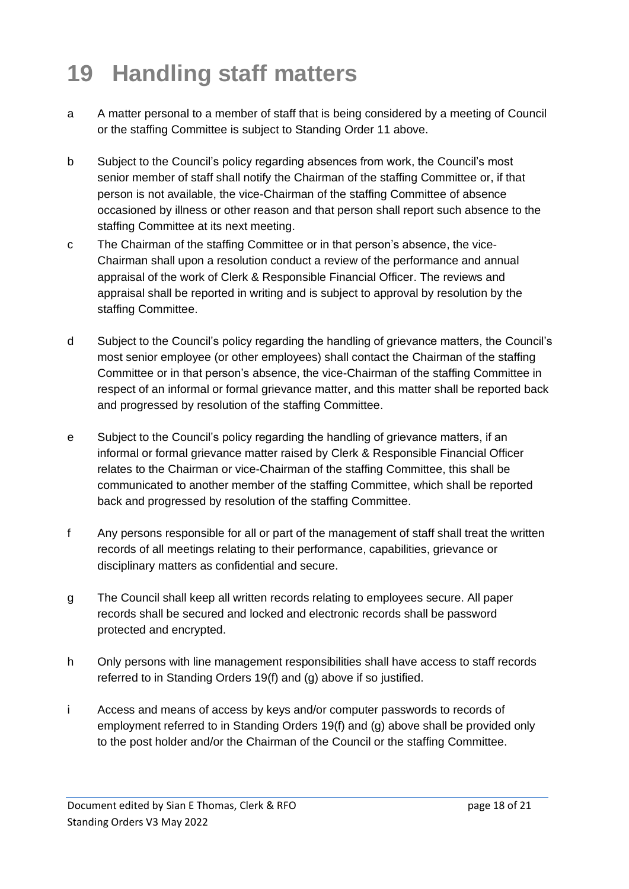# 19 Handling staff matters

a A matter personal to a member of staff that is being considered by a meeting of Council or the staffing Committee is subject to Standing Order 11 above.

b Subject to the Council's policy regarding absences from work, the Council's most senior member of staff shall notify the Chairman of the staffing Committee or, if that person is not available, the vice-Chairman of the staffing Committee of absence occasioned by illness or other reason and that person shall report such absence to the staffing Committee at its next meeting.

c The Chairman of the staffing Committee or in that person's absence, the vice-Chairman shall upon a resolution conduct a review of the performance and annual appraisal of the work of Clerk & Responsible Financial Officer. The reviews and appraisal shall be reported in writing and is subject to approval by resolution by the staffing Committee.

d Subject to the Council's policy regarding the handling of grievance matters, the Council's most senior employee (or other employees) shall contact the Chairman of the staffing Committee or in that person's absence, the vice-Chairman of the staffing Committee in respect of an informal or formal grievance matter, and this matter shall be reported back and progressed by resolution of the staffing Committee.

e Subject to the Council's policy regarding the handling of grievance matters, if an informal or formal grievance matter raised by Clerk & Responsible Financial Officer relates to the Chairman or vice-Chairman of the staffing Committee, this shall be communicated to another member of the staffing Committee, which shall be reported back and progressed by resolution of the staffing Committee.

f Any persons responsible for all or part of the management of staff shall treat the written records of all meetings relating to their performance, capabilities, grievance or disciplinary matters as confidential and secure.

g The Council shall keep all written records relating to employees secure. All paper records shall be secured and locked and electronic records shall be password protected and encrypted.

h Only persons with line management responsibilities shall have access to staff records referred to in Standing Orders 19(f) and (g) above if so justified.

i Access and means of access by keys and/or computer passwords to records of employment referred to in Standing Orders 19(f) and (g) above shall be provided only to the post holder and/or the Chairman of the Council or the staffing Committee.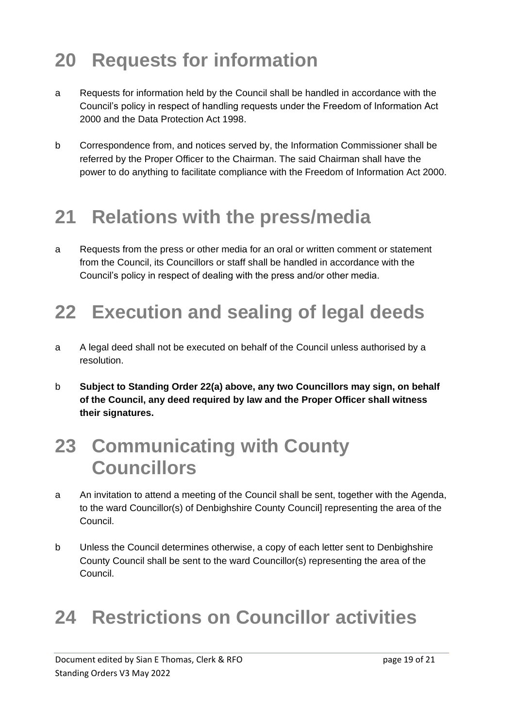# 20 Requests for information

a Requests for information held by the Council shall be handled in accordance with the Council's policy in respect of handling requests under the Freedom of Information Act 2000 and the Data Protection Act 1998.

b Correspondence from, and notices served by, the Information Commissioner shall be referred by the Proper Officer to the Chairman. The said Chairman shall have the power to do anything to facilitate compliance with the Freedom of Information Act 2000.

# 21 Relations with the press/media

a Requests from the press or other media for an oral or written comment or statement from the Council, its Councillors or staff shall be handled in accordance with the Council's policy in respect of dealing with the press and/or other media.

# 22 Execution and sealing of legal deeds

a A legal deed shall not be executed on behalf of the Council unless authorised by a resolution.

b **Subject to Standing Order 22(a) above, any two Councillors may sign, on behalf of the Council, any deed required by law and the Proper Officer shall witness their signatures.**

# 23 Communicating with County Councillors

a An invitation to attend a meeting of the Council shall be sent, together with the Agenda, to the ward Councillor(s) of Denbighshire County Council] representing the area of the Council.

b Unless the Council determines otherwise, a copy of each letter sent to Denbighshire County Council shall be sent to the ward Councillor(s) representing the area of the Council.

# 24 Restrictions on Councillor activities

Document edited by Sian E Thomas, Clerk & RFO

Standing Orders V3 May 2022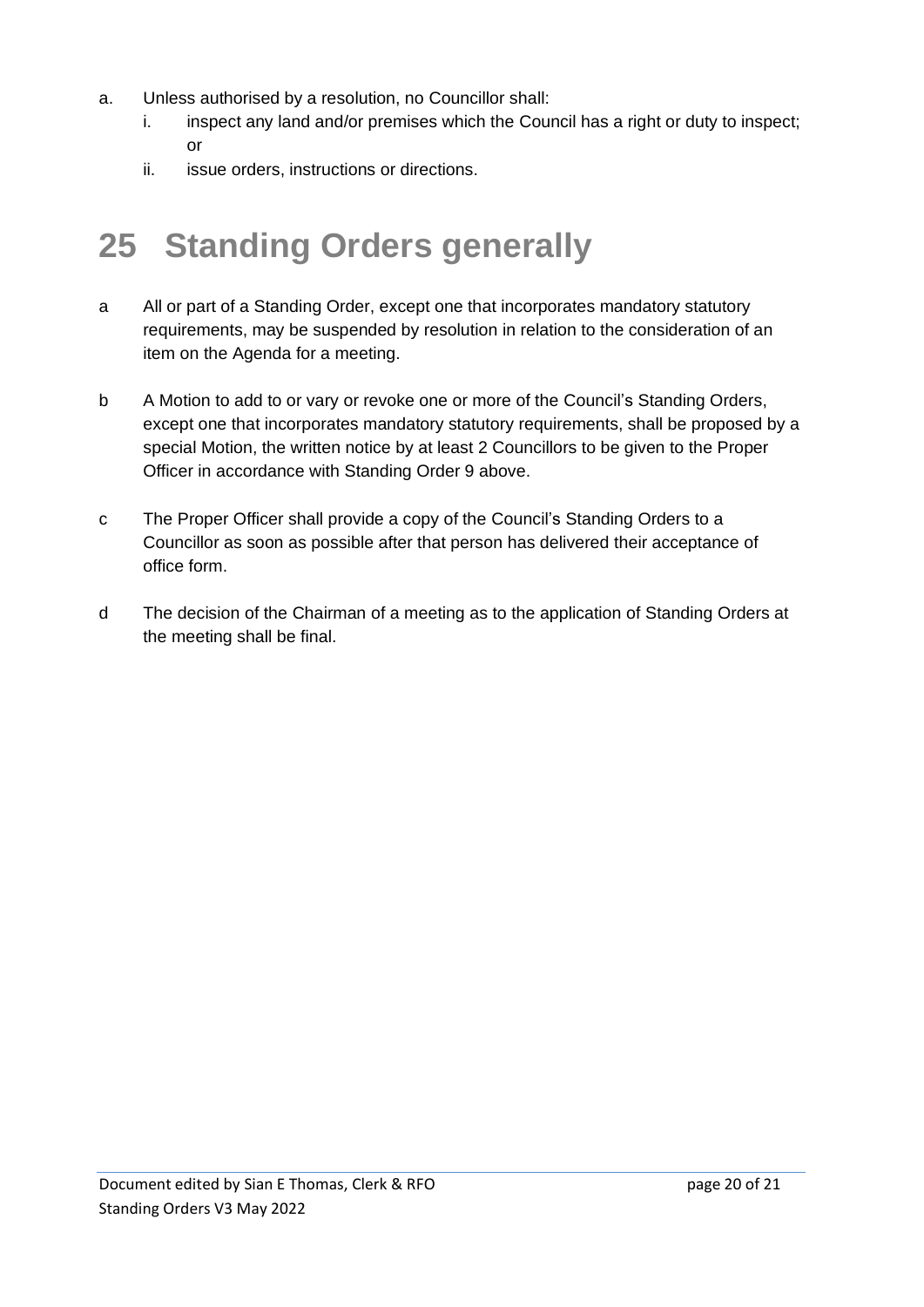a. Unless authorised by a resolution, no Councillor shall:
   i. inspect any land and/or premises which the Council has a right or duty to inspect; or
   ii. issue orders, instructions or directions.

# 25 Standing Orders generally

a All or part of a Standing Order, except one that incorporates mandatory statutory requirements, may be suspended by resolution in relation to the consideration of an item on the Agenda for a meeting.

b A Motion to add to or vary or revoke one or more of the Council's Standing Orders, except one that incorporates mandatory statutory requirements, shall be proposed by a special Motion, the written notice by at least 2 Councillors to be given to the Proper Officer in accordance with Standing Order 9 above.

c The Proper Officer shall provide a copy of the Council's Standing Orders to a Councillor as soon as possible after that person has delivered their acceptance of office form.

d The decision of the Chairman of a meeting as to the application of Standing Orders at the meeting shall be final.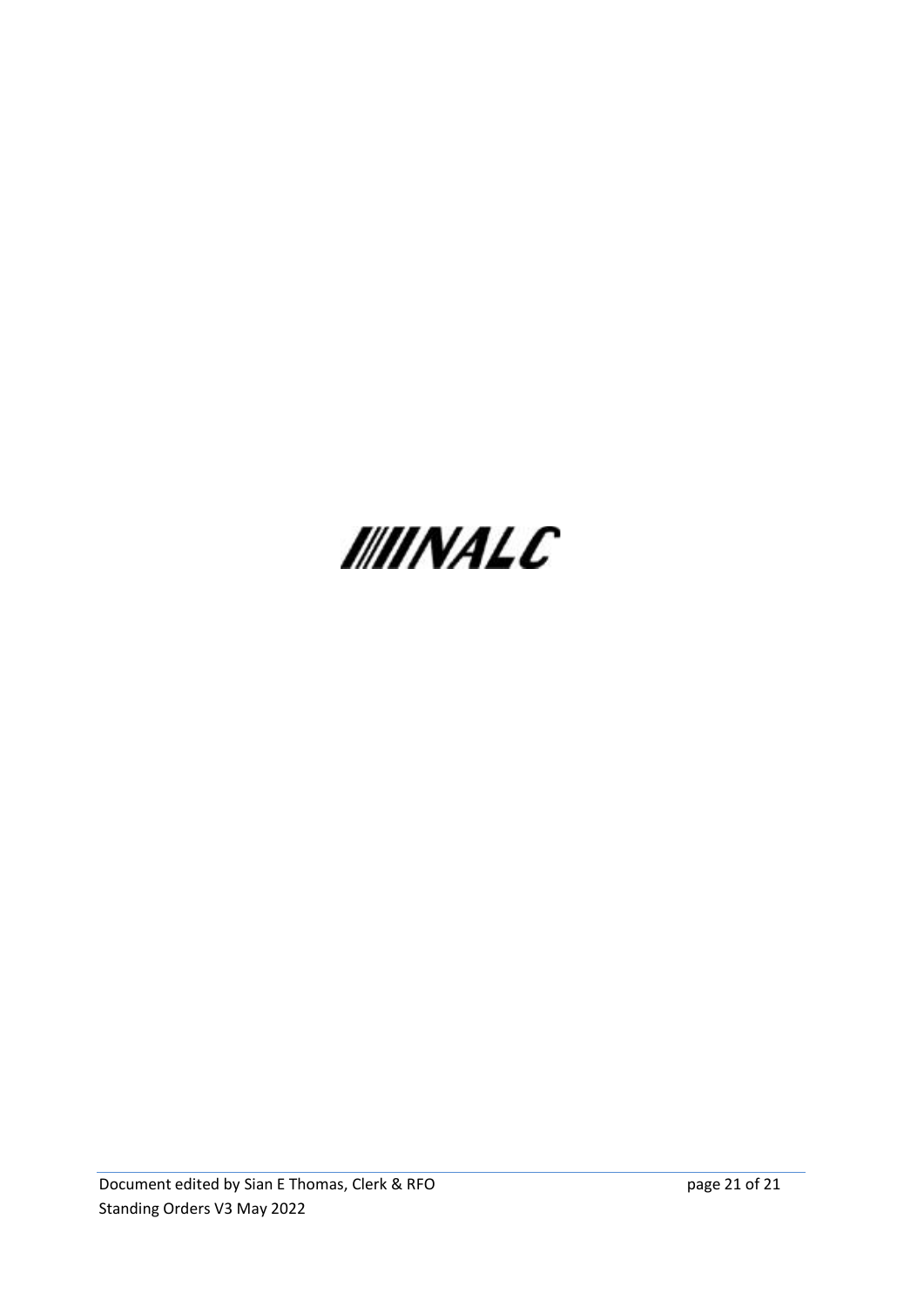NALC